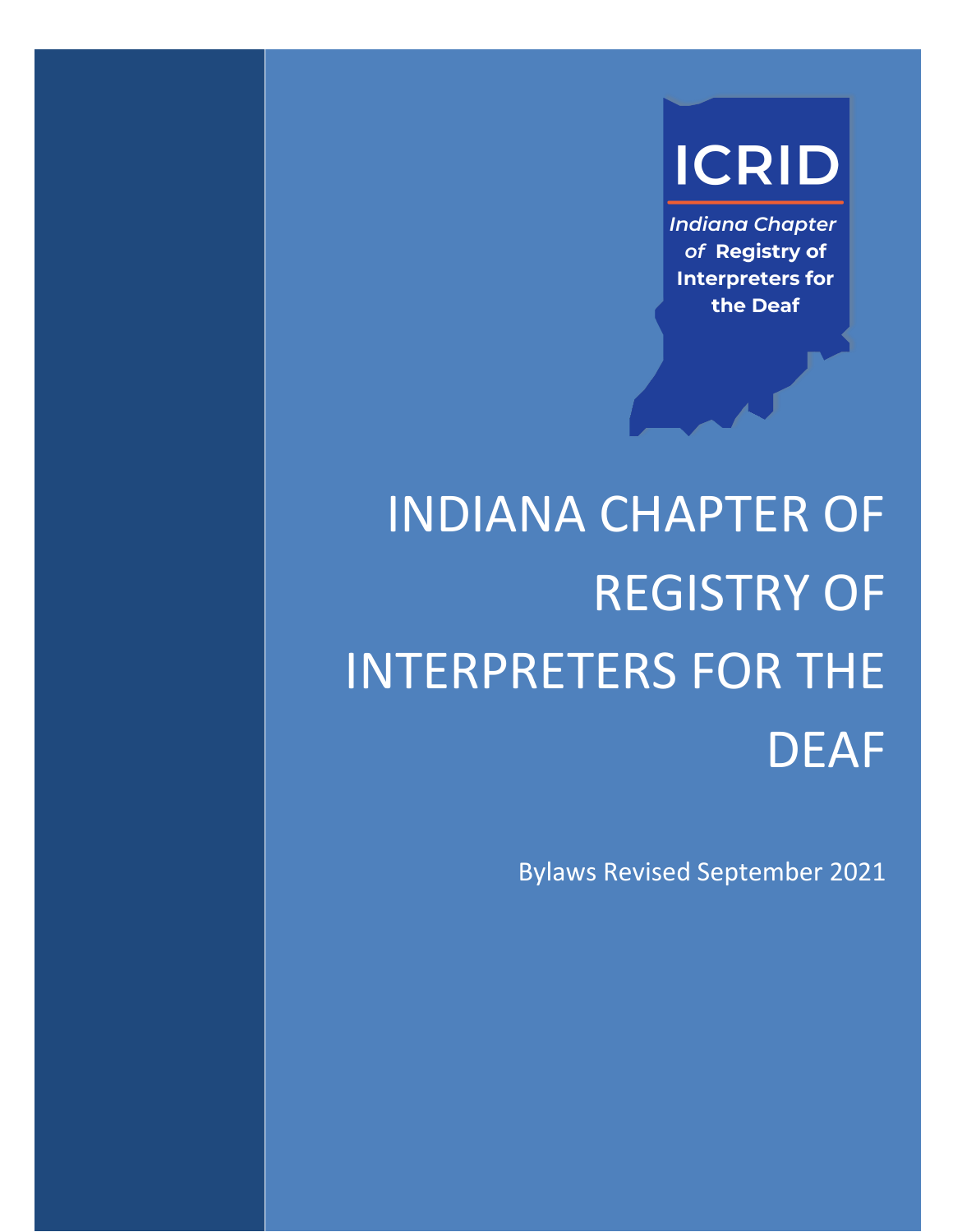ICRID

*Indiana Chapter of* **Registry of Interpreters for the Deaf**

# INDIANA CHAPTER OF REGISTRY OF INTERPRETERS FOR THE DEAF

Bylaws Revised September 2021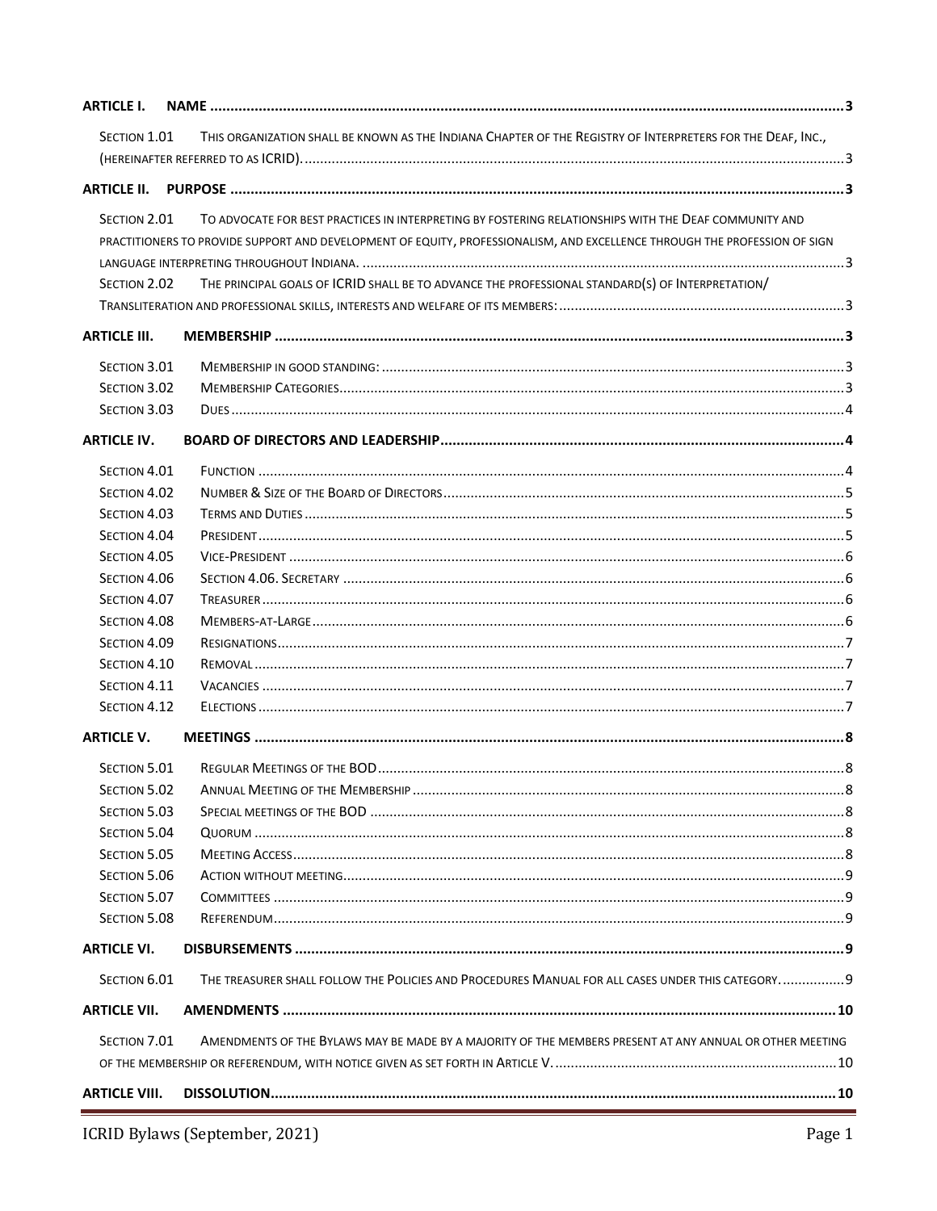**ARTICLE I. NAME** ..... 3

- SECTION 1.01 THIS ORGANIZATION SHALL BE KNOWN AS THE INDIANA CHAPTER OF THE REGISTRY OF INTERPRETERS FOR THE DEAF, INC., (HEREINAFTER REFERRED TO AS ICRID). ..... 3

**ARTICLE II. PURPOSE** ..... 3

- SECTION 2.01 TO ADVOCATE FOR BEST PRACTICES IN INTERPRETING BY FOSTERING RELATIONSHIPS WITH THE DEAF COMMUNITY AND PRACTITIONERS TO PROVIDE SUPPORT AND DEVELOPMENT OF EQUITY, PROFESSIONALISM, AND EXCELLENCE THROUGH THE PROFESSION OF SIGN LANGUAGE INTERPRETING THROUGHOUT INDIANA. ..... 3
- SECTION 2.02 THE PRINCIPAL GOALS OF ICRID SHALL BE TO ADVANCE THE PROFESSIONAL STANDARD(S) OF INTERPRETATION/ TRANSLITERATION AND PROFESSIONAL SKILLS, INTERESTS AND WELFARE OF ITS MEMBERS: ..... 3

**ARTICLE III. MEMBERSHIP** ..... 3

- SECTION 3.01 MEMBERSHIP IN GOOD STANDING: ..... 3
- SECTION 3.02 MEMBERSHIP CATEGORIES ..... 3
- SECTION 3.03 DUES ..... 4

**ARTICLE IV. BOARD OF DIRECTORS AND LEADERSHIP** ..... 4

- SECTION 4.01 FUNCTION ..... 4
- SECTION 4.02 NUMBER & SIZE OF THE BOARD OF DIRECTORS ..... 5
- SECTION 4.03 TERMS AND DUTIES ..... 5
- SECTION 4.04 PRESIDENT ..... 5
- SECTION 4.05 VICE-PRESIDENT ..... 6
- SECTION 4.06 SECTION 4.06. SECRETARY ..... 6
- SECTION 4.07 TREASURER ..... 6
- SECTION 4.08 MEMBERS-AT-LARGE ..... 6
- SECTION 4.09 RESIGNATIONS ..... 7
- SECTION 4.10 REMOVAL ..... 7
- SECTION 4.11 VACANCIES ..... 7
- SECTION 4.12 ELECTIONS ..... 7

**ARTICLE V. MEETINGS** ..... 8

- SECTION 5.01 REGULAR MEETINGS OF THE BOD ..... 8
- SECTION 5.02 ANNUAL MEETING OF THE MEMBERSHIP ..... 8
- SECTION 5.03 SPECIAL MEETINGS OF THE BOD ..... 8
- SECTION 5.04 QUORUM ..... 8
- SECTION 5.05 MEETING ACCESS ..... 8
- SECTION 5.06 ACTION WITHOUT MEETING ..... 9
- SECTION 5.07 COMMITTEES ..... 9
- SECTION 5.08 REFERENDUM ..... 9

**ARTICLE VI. DISBURSEMENTS** ..... 9

- SECTION 6.01 THE TREASURER SHALL FOLLOW THE POLICIES AND PROCEDURES MANUAL FOR ALL CASES UNDER THIS CATEGORY. ..... 9

**ARTICLE VII. AMENDMENTS** ..... 10

- SECTION 7.01 AMENDMENTS OF THE BYLAWS MAY BE MADE BY A MAJORITY OF THE MEMBERS PRESENT AT ANY ANNUAL OR OTHER MEETING OF THE MEMBERSHIP OR REFERENDUM, WITH NOTICE GIVEN AS SET FORTH IN ARTICLE V. ..... 10

**ARTICLE VIII. DISSOLUTION** ..... 10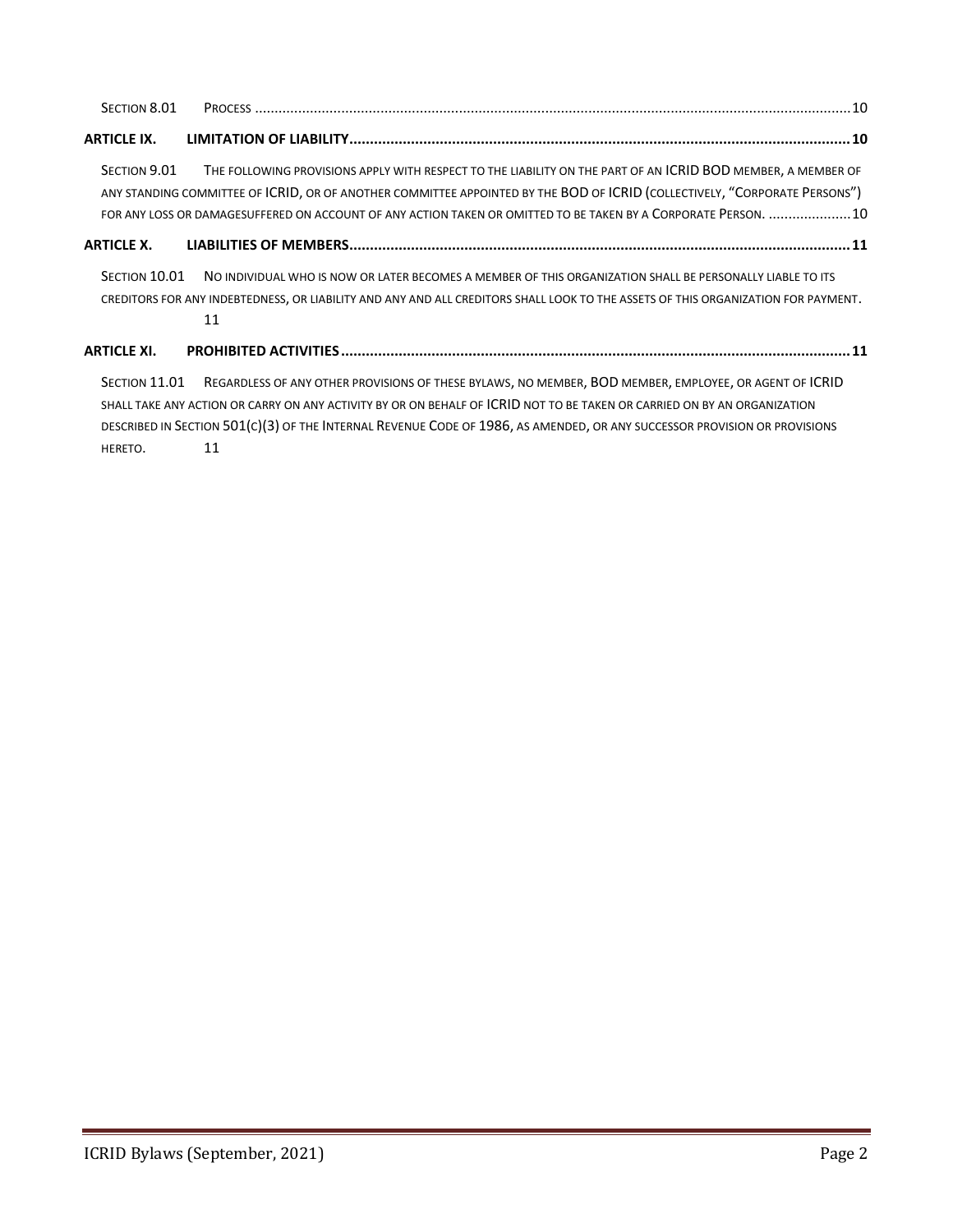Section 8.01 Process .......... 10

**ARTICLE IX. LIMITATION OF LIABILITY .......... 10**

Section 9.01 The following provisions apply with respect to the liability on the part of an ICRID BOD member, a member of any standing committee of ICRID, or of another committee appointed by the BOD of ICRID (collectively, "Corporate Persons") for any loss or damagesuffered on account of any action taken or omitted to be taken by a Corporate Person. .......... 10

**ARTICLE X. LIABILITIES OF MEMBERS .......... 11**

Section 10.01 No individual who is now or later becomes a member of this organization shall be personally liable to its creditors for any indebtedness, or liability and any and all creditors shall look to the assets of this organization for payment. 11

**ARTICLE XI. PROHIBITED ACTIVITIES .......... 11**

Section 11.01 Regardless of any other provisions of these bylaws, no member, BOD member, employee, or agent of ICRID shall take any action or carry on any activity by or on behalf of ICRID not to be taken or carried on by an organization described in Section 501(c)(3) of the Internal Revenue Code of 1986, as amended, or any successor provision or provisions hereto. 11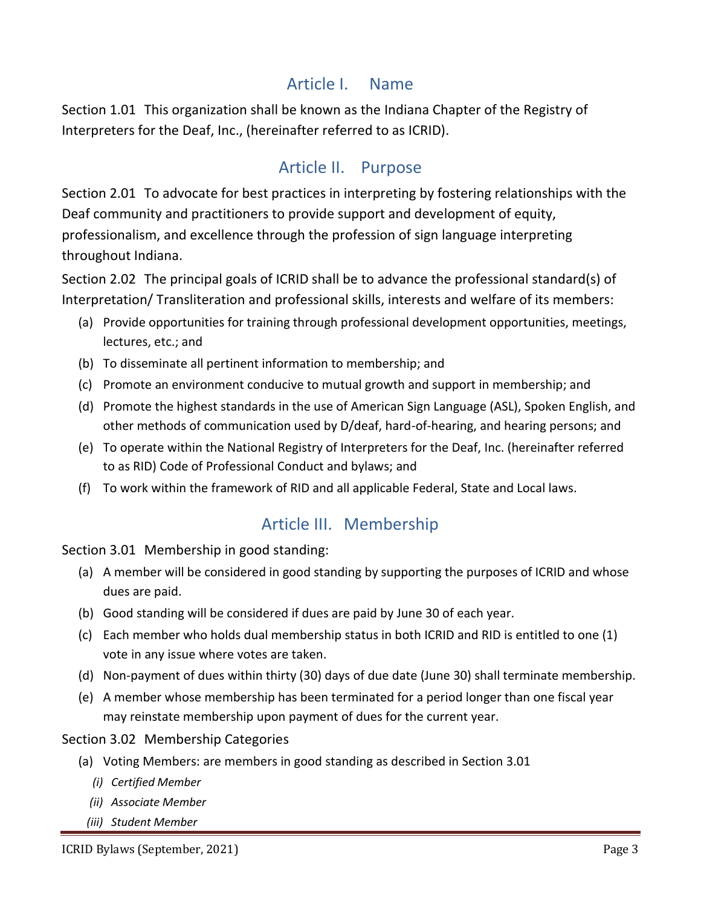## Article I. Name

Section 1.01 This organization shall be known as the Indiana Chapter of the Registry of Interpreters for the Deaf, Inc., (hereinafter referred to as ICRID).

## Article II. Purpose

Section 2.01 To advocate for best practices in interpreting by fostering relationships with the Deaf community and practitioners to provide support and development of equity, professionalism, and excellence through the profession of sign language interpreting throughout Indiana.

Section 2.02 The principal goals of ICRID shall be to advance the professional standard(s) of Interpretation/ Transliteration and professional skills, interests and welfare of its members:

(a) Provide opportunities for training through professional development opportunities, meetings, lectures, etc.; and

(b) To disseminate all pertinent information to membership; and

(c) Promote an environment conducive to mutual growth and support in membership; and

(d) Promote the highest standards in the use of American Sign Language (ASL), Spoken English, and other methods of communication used by D/deaf, hard-of-hearing, and hearing persons; and

(e) To operate within the National Registry of Interpreters for the Deaf, Inc. (hereinafter referred to as RID) Code of Professional Conduct and bylaws; and

(f) To work within the framework of RID and all applicable Federal, State and Local laws.

## Article III. Membership

Section 3.01 Membership in good standing:

(a) A member will be considered in good standing by supporting the purposes of ICRID and whose dues are paid.

(b) Good standing will be considered if dues are paid by June 30 of each year.

(c) Each member who holds dual membership status in both ICRID and RID is entitled to one (1) vote in any issue where votes are taken.

(d) Non-payment of dues within thirty (30) days of due date (June 30) shall terminate membership.

(e) A member whose membership has been terminated for a period longer than one fiscal year may reinstate membership upon payment of dues for the current year.

Section 3.02 Membership Categories

(a) Voting Members: are members in good standing as described in Section 3.01

*(i) Certified Member*

*(ii) Associate Member*

*(iii) Student Member*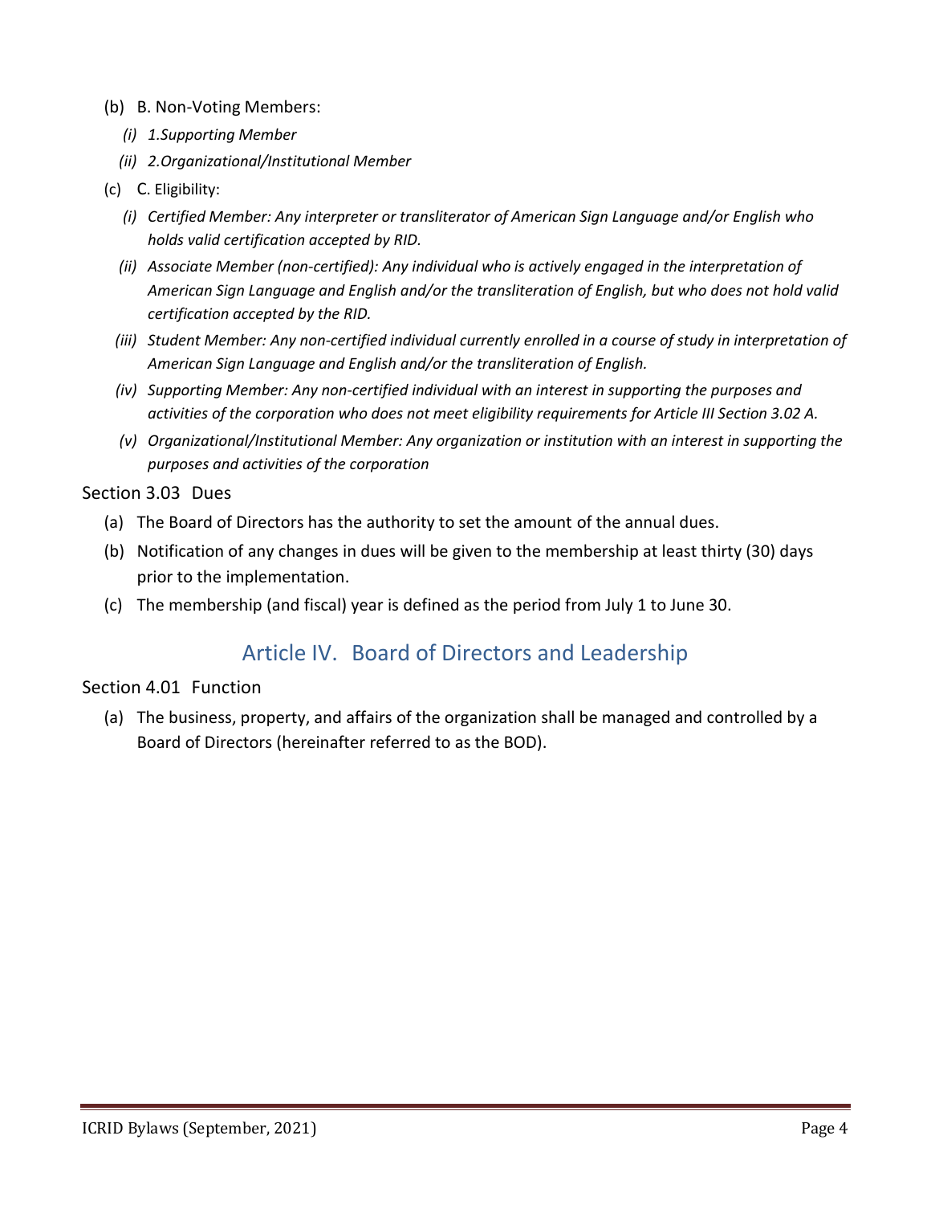(b) B. Non-Voting Members:

   *(i) 1.Supporting Member*

   *(ii) 2.Organizational/Institutional Member*

(c) C. Eligibility:

   *(i) Certified Member: Any interpreter or transliterator of American Sign Language and/or English who holds valid certification accepted by RID.*

   *(ii) Associate Member (non-certified): Any individual who is actively engaged in the interpretation of American Sign Language and English and/or the transliteration of English, but who does not hold valid certification accepted by the RID.*

   *(iii) Student Member: Any non-certified individual currently enrolled in a course of study in interpretation of American Sign Language and English and/or the transliteration of English.*

   *(iv) Supporting Member: Any non-certified individual with an interest in supporting the purposes and activities of the corporation who does not meet eligibility requirements for Article III Section 3.02 A.*

   *(v) Organizational/Institutional Member: Any organization or institution with an interest in supporting the purposes and activities of the corporation*

### Section 3.03 Dues

(a) The Board of Directors has the authority to set the amount of the annual dues.

(b) Notification of any changes in dues will be given to the membership at least thirty (30) days prior to the implementation.

(c) The membership (and fiscal) year is defined as the period from July 1 to June 30.

## Article IV. Board of Directors and Leadership

### Section 4.01 Function

(a) The business, property, and affairs of the organization shall be managed and controlled by a Board of Directors (hereinafter referred to as the BOD).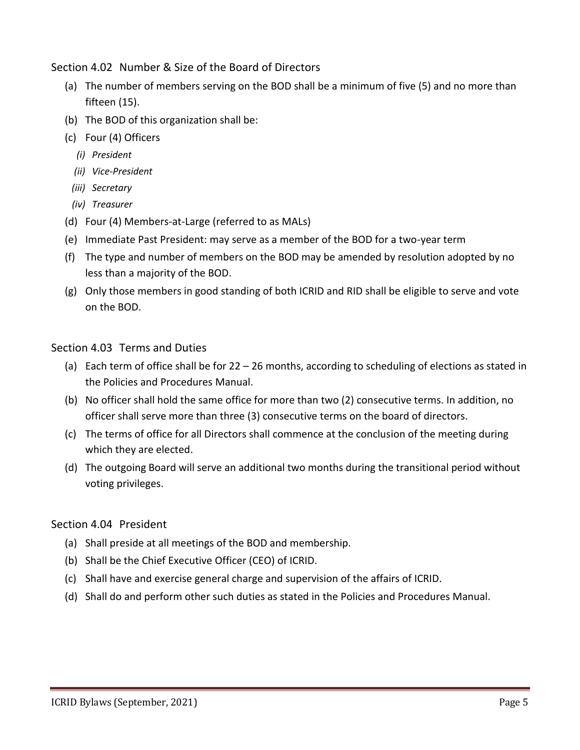## Section 4.02 Number & Size of the Board of Directors

(a) The number of members serving on the BOD shall be a minimum of five (5) and no more than fifteen (15).

(b) The BOD of this organization shall be:

(c) Four (4) Officers

   *(i) President*

   *(ii) Vice-President*

   *(iii) Secretary*

   *(iv) Treasurer*

(d) Four (4) Members-at-Large (referred to as MALs)

(e) Immediate Past President: may serve as a member of the BOD for a two-year term

(f) The type and number of members on the BOD may be amended by resolution adopted by no less than a majority of the BOD.

(g) Only those members in good standing of both ICRID and RID shall be eligible to serve and vote on the BOD.

## Section 4.03 Terms and Duties

(a) Each term of office shall be for 22 – 26 months, according to scheduling of elections as stated in the Policies and Procedures Manual.

(b) No officer shall hold the same office for more than two (2) consecutive terms. In addition, no officer shall serve more than three (3) consecutive terms on the board of directors.

(c) The terms of office for all Directors shall commence at the conclusion of the meeting during which they are elected.

(d) The outgoing Board will serve an additional two months during the transitional period without voting privileges.

## Section 4.04 President

(a) Shall preside at all meetings of the BOD and membership.

(b) Shall be the Chief Executive Officer (CEO) of ICRID.

(c) Shall have and exercise general charge and supervision of the affairs of ICRID.

(d) Shall do and perform other such duties as stated in the Policies and Procedures Manual.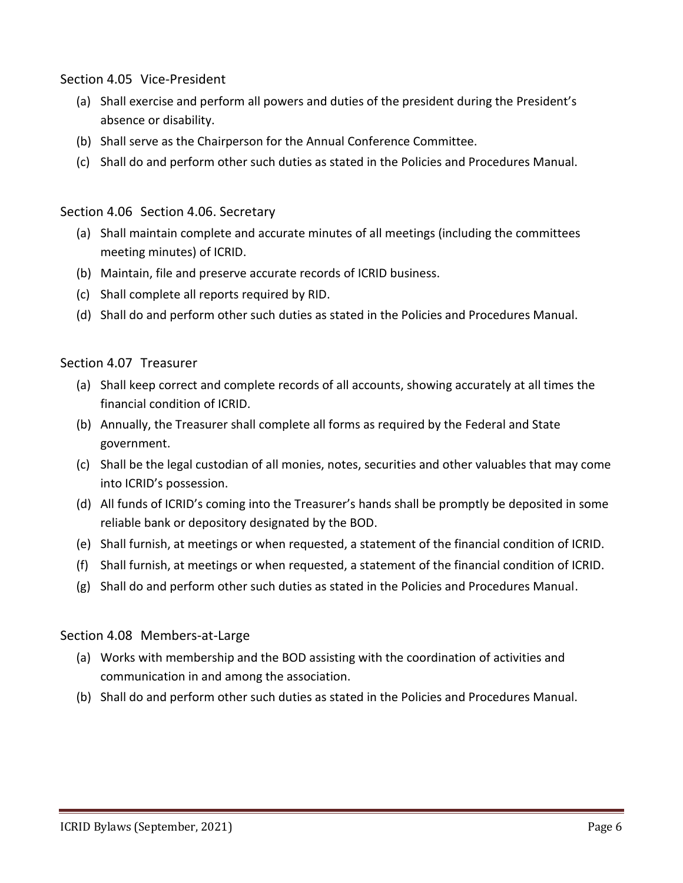### Section 4.05 Vice-President

(a) Shall exercise and perform all powers and duties of the president during the President's absence or disability.
(b) Shall serve as the Chairperson for the Annual Conference Committee.
(c) Shall do and perform other such duties as stated in the Policies and Procedures Manual.

### Section 4.06 Section 4.06. Secretary

(a) Shall maintain complete and accurate minutes of all meetings (including the committees meeting minutes) of ICRID.
(b) Maintain, file and preserve accurate records of ICRID business.
(c) Shall complete all reports required by RID.
(d) Shall do and perform other such duties as stated in the Policies and Procedures Manual.

### Section 4.07 Treasurer

(a) Shall keep correct and complete records of all accounts, showing accurately at all times the financial condition of ICRID.
(b) Annually, the Treasurer shall complete all forms as required by the Federal and State government.
(c) Shall be the legal custodian of all monies, notes, securities and other valuables that may come into ICRID's possession.
(d) All funds of ICRID's coming into the Treasurer's hands shall be promptly be deposited in some reliable bank or depository designated by the BOD.
(e) Shall furnish, at meetings or when requested, a statement of the financial condition of ICRID.
(f) Shall furnish, at meetings or when requested, a statement of the financial condition of ICRID.
(g) Shall do and perform other such duties as stated in the Policies and Procedures Manual.

### Section 4.08 Members-at-Large

(a) Works with membership and the BOD assisting with the coordination of activities and communication in and among the association.
(b) Shall do and perform other such duties as stated in the Policies and Procedures Manual.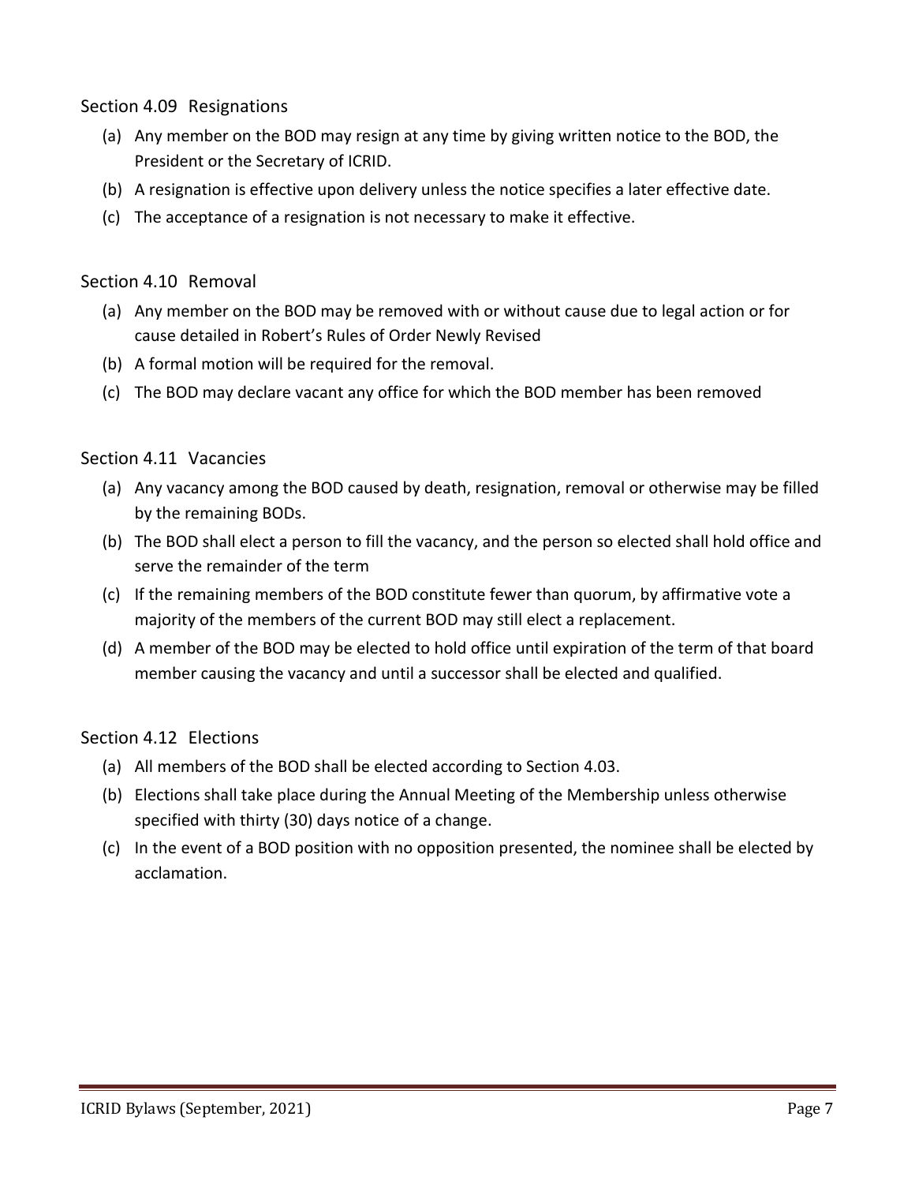### Section 4.09 Resignations

(a) Any member on the BOD may resign at any time by giving written notice to the BOD, the President or the Secretary of ICRID.

(b) A resignation is effective upon delivery unless the notice specifies a later effective date.

(c) The acceptance of a resignation is not necessary to make it effective.

### Section 4.10 Removal

(a) Any member on the BOD may be removed with or without cause due to legal action or for cause detailed in Robert's Rules of Order Newly Revised

(b) A formal motion will be required for the removal.

(c) The BOD may declare vacant any office for which the BOD member has been removed

### Section 4.11 Vacancies

(a) Any vacancy among the BOD caused by death, resignation, removal or otherwise may be filled by the remaining BODs.

(b) The BOD shall elect a person to fill the vacancy, and the person so elected shall hold office and serve the remainder of the term

(c) If the remaining members of the BOD constitute fewer than quorum, by affirmative vote a majority of the members of the current BOD may still elect a replacement.

(d) A member of the BOD may be elected to hold office until expiration of the term of that board member causing the vacancy and until a successor shall be elected and qualified.

### Section 4.12 Elections

(a) All members of the BOD shall be elected according to Section 4.03.

(b) Elections shall take place during the Annual Meeting of the Membership unless otherwise specified with thirty (30) days notice of a change.

(c) In the event of a BOD position with no opposition presented, the nominee shall be elected by acclamation.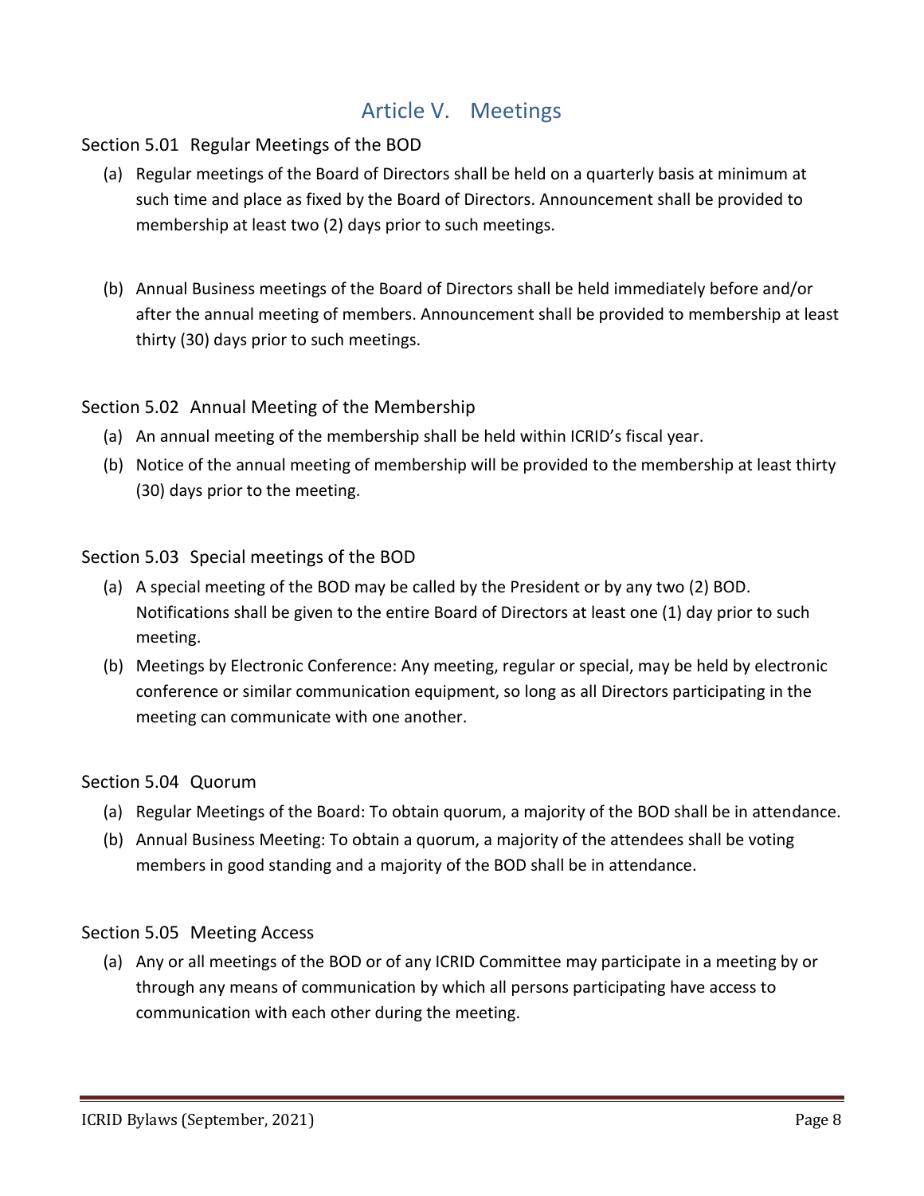# Article V. Meetings

## Section 5.01 Regular Meetings of the BOD

(a) Regular meetings of the Board of Directors shall be held on a quarterly basis at minimum at such time and place as fixed by the Board of Directors. Announcement shall be provided to membership at least two (2) days prior to such meetings.

(b) Annual Business meetings of the Board of Directors shall be held immediately before and/or after the annual meeting of members. Announcement shall be provided to membership at least thirty (30) days prior to such meetings.

## Section 5.02 Annual Meeting of the Membership

(a) An annual meeting of the membership shall be held within ICRID's fiscal year.

(b) Notice of the annual meeting of membership will be provided to the membership at least thirty (30) days prior to the meeting.

## Section 5.03 Special meetings of the BOD

(a) A special meeting of the BOD may be called by the President or by any two (2) BOD. Notifications shall be given to the entire Board of Directors at least one (1) day prior to such meeting.

(b) Meetings by Electronic Conference: Any meeting, regular or special, may be held by electronic conference or similar communication equipment, so long as all Directors participating in the meeting can communicate with one another.

## Section 5.04 Quorum

(a) Regular Meetings of the Board: To obtain quorum, a majority of the BOD shall be in attendance.

(b) Annual Business Meeting: To obtain a quorum, a majority of the attendees shall be voting members in good standing and a majority of the BOD shall be in attendance.

## Section 5.05 Meeting Access

(a) Any or all meetings of the BOD or of any ICRID Committee may participate in a meeting by or through any means of communication by which all persons participating have access to communication with each other during the meeting.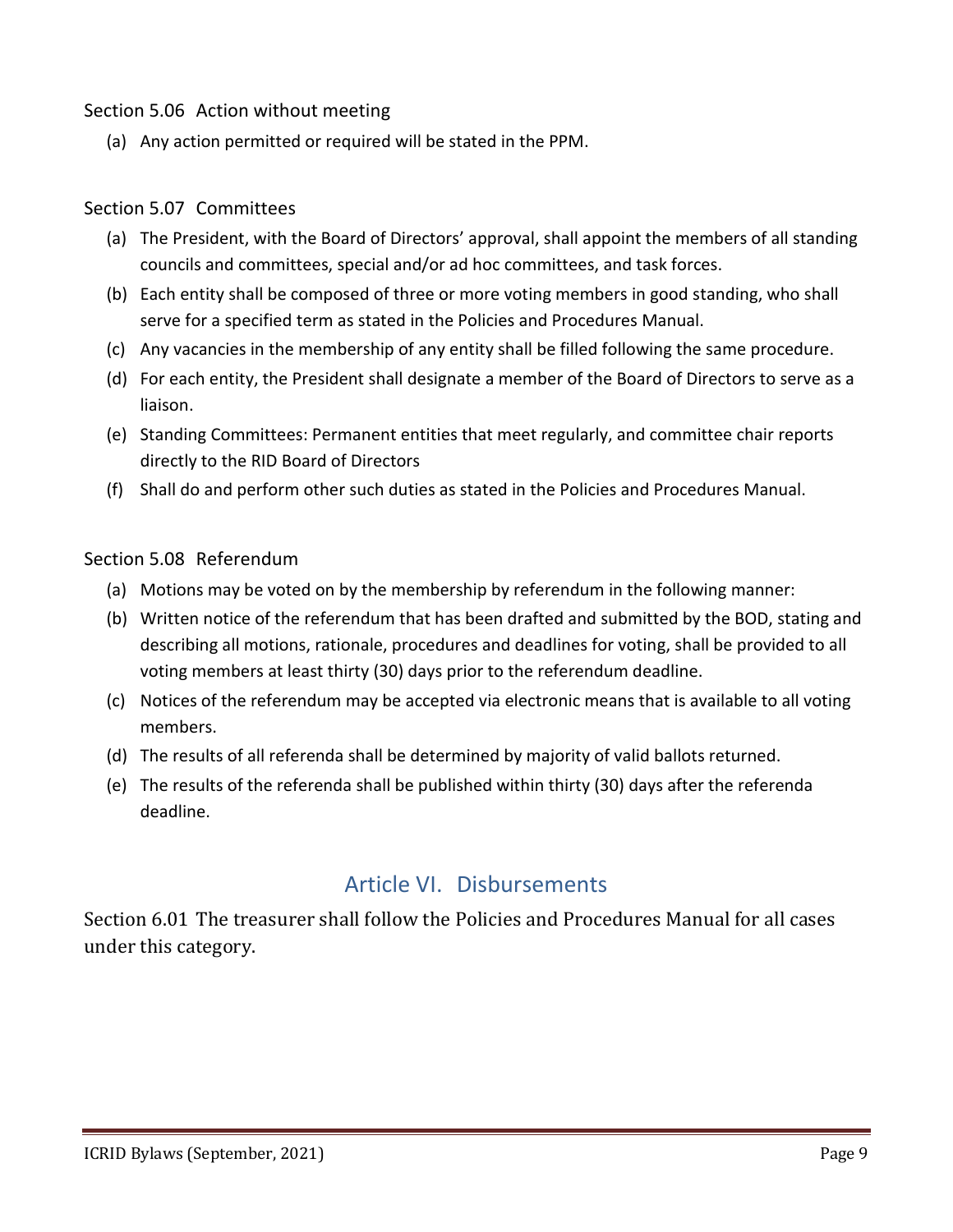### Section 5.06 Action without meeting

(a) Any action permitted or required will be stated in the PPM.

### Section 5.07 Committees

(a) The President, with the Board of Directors' approval, shall appoint the members of all standing councils and committees, special and/or ad hoc committees, and task forces.
(b) Each entity shall be composed of three or more voting members in good standing, who shall serve for a specified term as stated in the Policies and Procedures Manual.
(c) Any vacancies in the membership of any entity shall be filled following the same procedure.
(d) For each entity, the President shall designate a member of the Board of Directors to serve as a liaison.
(e) Standing Committees: Permanent entities that meet regularly, and committee chair reports directly to the RID Board of Directors
(f) Shall do and perform other such duties as stated in the Policies and Procedures Manual.

### Section 5.08 Referendum

(a) Motions may be voted on by the membership by referendum in the following manner:
(b) Written notice of the referendum that has been drafted and submitted by the BOD, stating and describing all motions, rationale, procedures and deadlines for voting, shall be provided to all voting members at least thirty (30) days prior to the referendum deadline.
(c) Notices of the referendum may be accepted via electronic means that is available to all voting members.
(d) The results of all referenda shall be determined by majority of valid ballots returned.
(e) The results of the referenda shall be published within thirty (30) days after the referenda deadline.

## Article VI. Disbursements

Section 6.01 The treasurer shall follow the Policies and Procedures Manual for all cases under this category.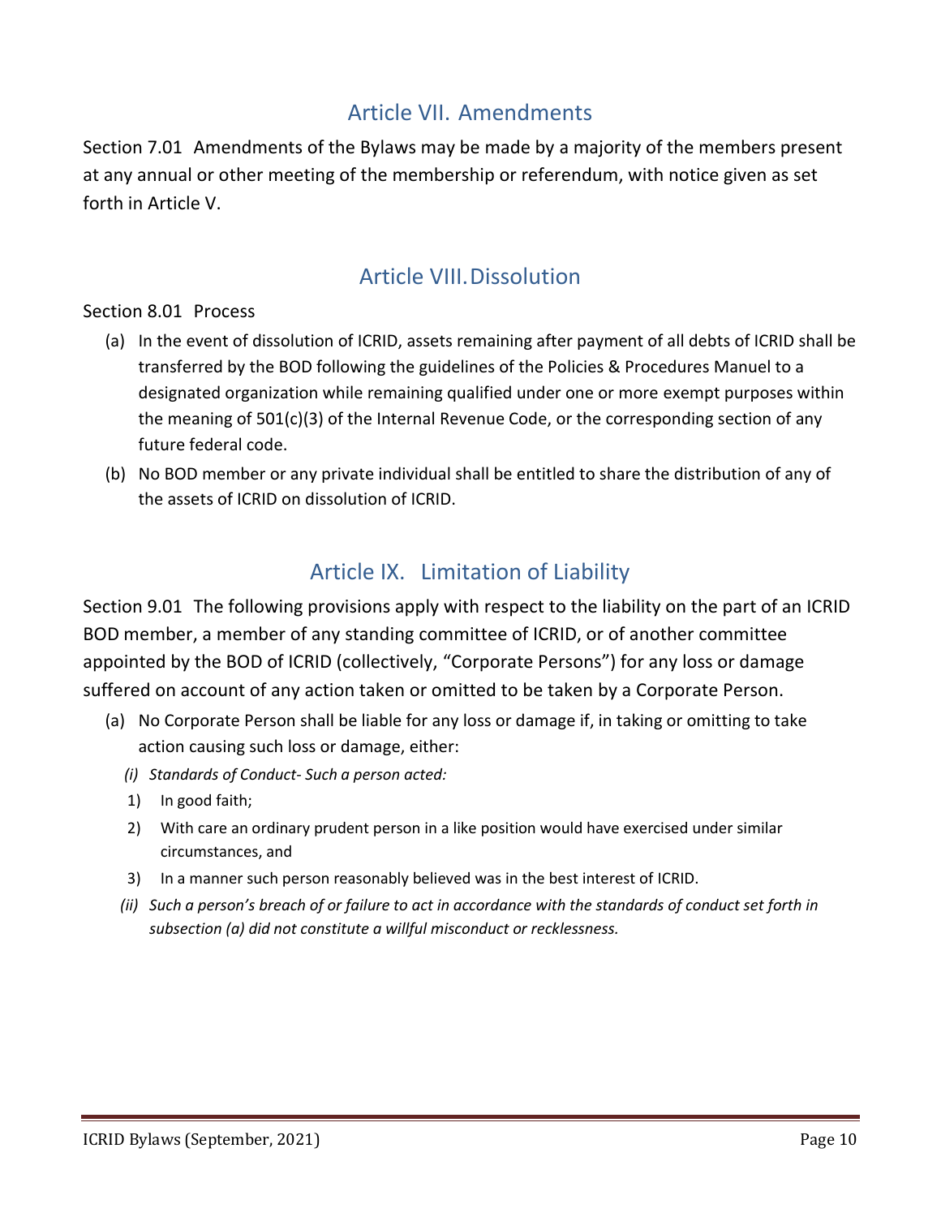## Article VII. Amendments

Section 7.01 Amendments of the Bylaws may be made by a majority of the members present at any annual or other meeting of the membership or referendum, with notice given as set forth in Article V.

## Article VIII. Dissolution

Section 8.01 Process

(a) In the event of dissolution of ICRID, assets remaining after payment of all debts of ICRID shall be transferred by the BOD following the guidelines of the Policies & Procedures Manuel to a designated organization while remaining qualified under one or more exempt purposes within the meaning of 501(c)(3) of the Internal Revenue Code, or the corresponding section of any future federal code.

(b) No BOD member or any private individual shall be entitled to share the distribution of any of the assets of ICRID on dissolution of ICRID.

## Article IX. Limitation of Liability

Section 9.01 The following provisions apply with respect to the liability on the part of an ICRID BOD member, a member of any standing committee of ICRID, or of another committee appointed by the BOD of ICRID (collectively, "Corporate Persons") for any loss or damage suffered on account of any action taken or omitted to be taken by a Corporate Person.

(a) No Corporate Person shall be liable for any loss or damage if, in taking or omitting to take action causing such loss or damage, either:

*(i) Standards of Conduct- Such a person acted:*

1) In good faith;
2) With care an ordinary prudent person in a like position would have exercised under similar circumstances, and
3) In a manner such person reasonably believed was in the best interest of ICRID.

*(ii) Such a person's breach of or failure to act in accordance with the standards of conduct set forth in subsection (a) did not constitute a willful misconduct or recklessness.*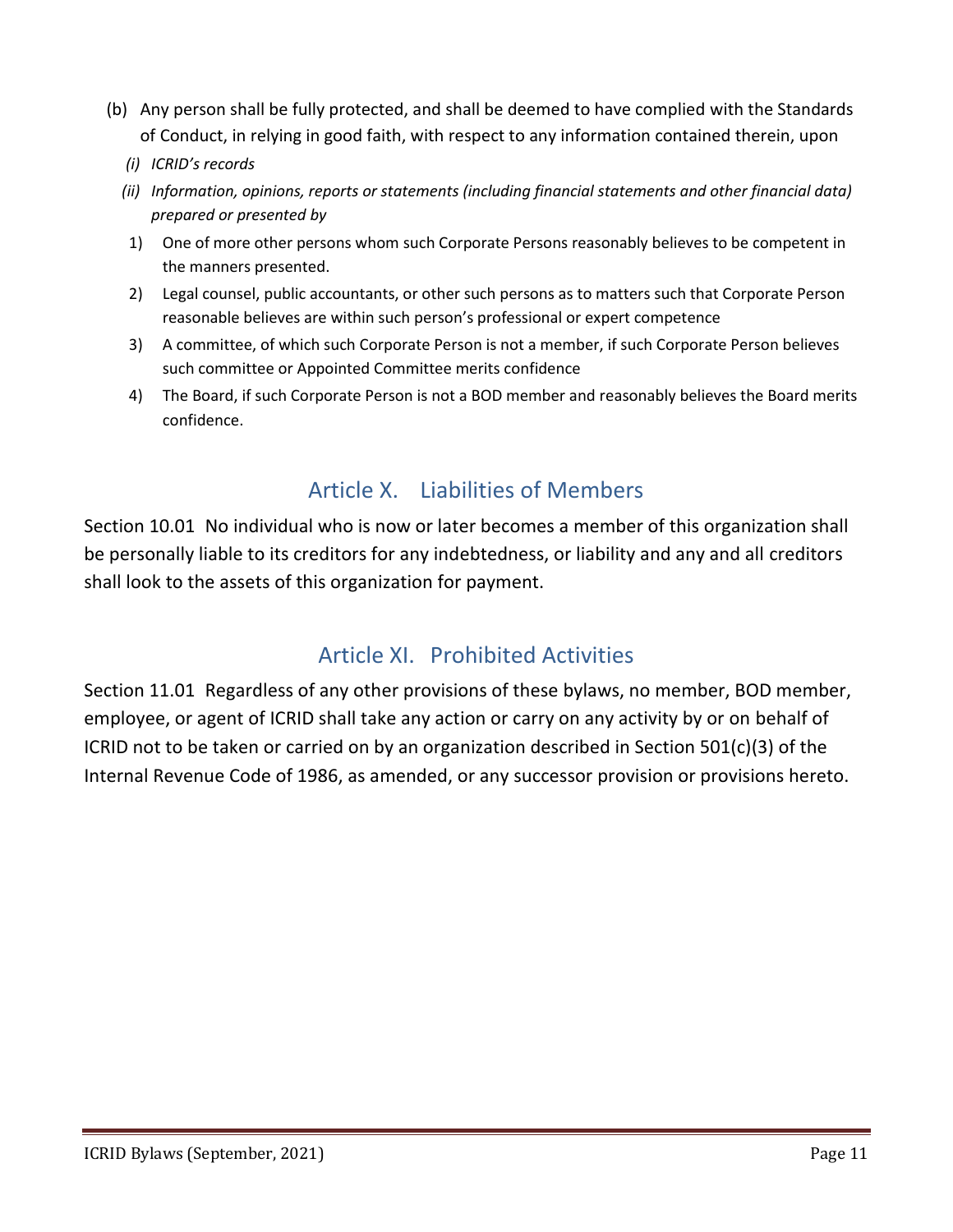(b) Any person shall be fully protected, and shall be deemed to have complied with the Standards of Conduct, in relying in good faith, with respect to any information contained therein, upon

*(i) ICRID's records*

*(ii) Information, opinions, reports or statements (including financial statements and other financial data) prepared or presented by*

1) One of more other persons whom such Corporate Persons reasonably believes to be competent in the manners presented.
2) Legal counsel, public accountants, or other such persons as to matters such that Corporate Person reasonable believes are within such person's professional or expert competence
3) A committee, of which such Corporate Person is not a member, if such Corporate Person believes such committee or Appointed Committee merits confidence
4) The Board, if such Corporate Person is not a BOD member and reasonably believes the Board merits confidence.

## Article X. Liabilities of Members

Section 10.01 No individual who is now or later becomes a member of this organization shall be personally liable to its creditors for any indebtedness, or liability and any and all creditors shall look to the assets of this organization for payment.

## Article XI. Prohibited Activities

Section 11.01 Regardless of any other provisions of these bylaws, no member, BOD member, employee, or agent of ICRID shall take any action or carry on any activity by or on behalf of ICRID not to be taken or carried on by an organization described in Section 501(c)(3) of the Internal Revenue Code of 1986, as amended, or any successor provision or provisions hereto.